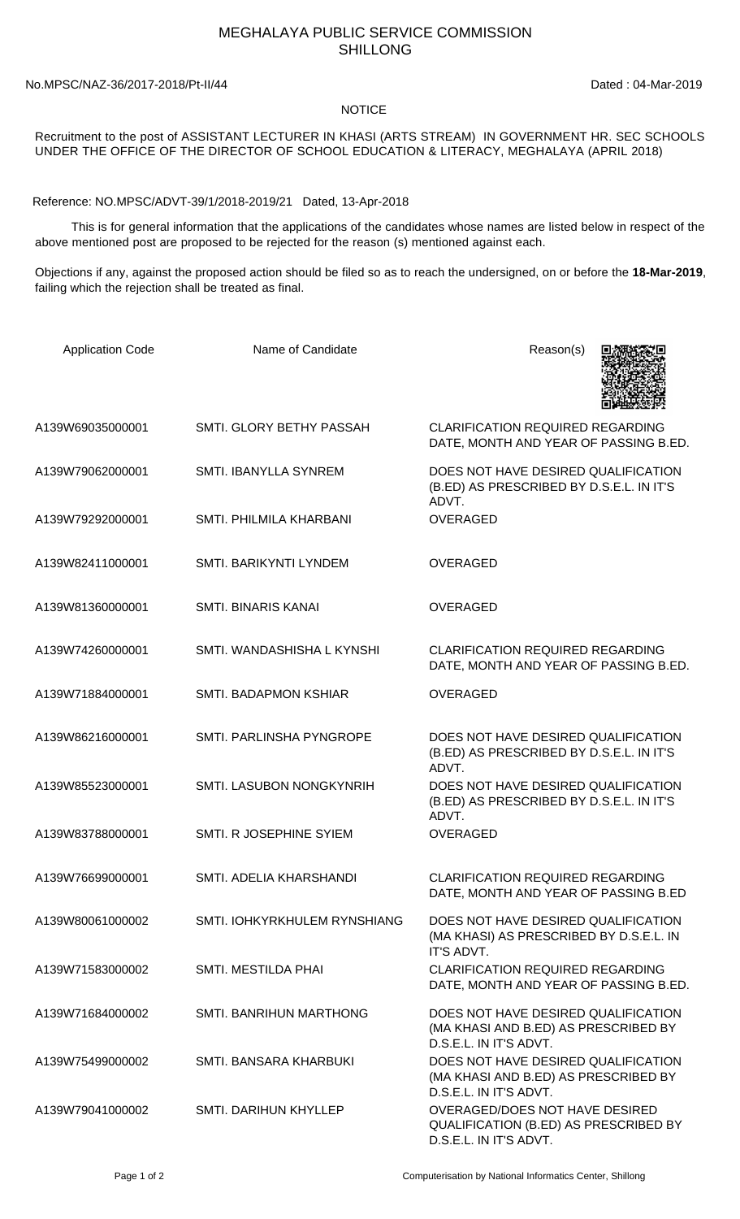# MEGHALAYA PUBLIC SERVICE COMMISSION
## SHILLONG

No.MPSC/NAZ-36/2017-2018/Pt-II/44 Dated : 04-Mar-2019

### NOTICE

Recruitment to the post of ASSISTANT LECTURER IN KHASI (ARTS STREAM) IN GOVERNMENT HR. SEC SCHOOLS UNDER THE OFFICE OF THE DIRECTOR OF SCHOOL EDUCATION & LITERACY, MEGHALAYA (APRIL 2018)

Reference: NO.MPSC/ADVT-39/1/2018-2019/21 Dated, 13-Apr-2018

This is for general information that the applications of the candidates whose names are listed below in respect of the above mentioned post are proposed to be rejected for the reason (s) mentioned against each.

Objections if any, against the proposed action should be filed so as to reach the undersigned, on or before the **18-Mar-2019**, failing which the rejection shall be treated as final.

| Application Code | Name of Candidate | Reason(s) |
|---|---|---|
| A139W69035000001 | SMTI. GLORY BETHY PASSAH | CLARIFICATION REQUIRED REGARDING DATE, MONTH AND YEAR OF PASSING B.ED. |
| A139W79062000001 | SMTI. IBANYLLA SYNREM | DOES NOT HAVE DESIRED QUALIFICATION (B.ED) AS PRESCRIBED BY D.S.E.L. IN IT'S ADVT. |
| A139W79292000001 | SMTI. PHILMILA KHARBANI | OVERAGED |
| A139W82411000001 | SMTI. BARIKYNTI LYNDEM | OVERAGED |
| A139W81360000001 | SMTI. BINARIS KANAI | OVERAGED |
| A139W74260000001 | SMTI. WANDASHISHA L KYNSHI | CLARIFICATION REQUIRED REGARDING DATE, MONTH AND YEAR OF PASSING B.ED. |
| A139W71884000001 | SMTI. BADAPMON KSHIAR | OVERAGED |
| A139W86216000001 | SMTI. PARLINSHA PYNGROPE | DOES NOT HAVE DESIRED QUALIFICATION (B.ED) AS PRESCRIBED BY D.S.E.L. IN IT'S ADVT. |
| A139W85523000001 | SMTI. LASUBON NONGKYNRIH | DOES NOT HAVE DESIRED QUALIFICATION (B.ED) AS PRESCRIBED BY D.S.E.L. IN IT'S ADVT. |
| A139W83788000001 | SMTI. R JOSEPHINE SYIEM | OVERAGED |
| A139W76699000001 | SMTI. ADELIA KHARSHANDI | CLARIFICATION REQUIRED REGARDING DATE, MONTH AND YEAR OF PASSING B.ED |
| A139W80061000002 | SMTI. IOHKYRKHULEM RYNSHIANG | DOES NOT HAVE DESIRED QUALIFICATION (MA KHASI) AS PRESCRIBED BY D.S.E.L. IN IT'S ADVT. |
| A139W71583000002 | SMTI. MESTILDA PHAI | CLARIFICATION REQUIRED REGARDING DATE, MONTH AND YEAR OF PASSING B.ED. |
| A139W71684000002 | SMTI. BANRIHUN MARTHONG | DOES NOT HAVE DESIRED QUALIFICATION (MA KHASI AND B.ED) AS PRESCRIBED BY D.S.E.L. IN IT'S ADVT. |
| A139W75499000002 | SMTI. BANSARA KHARBUKI | DOES NOT HAVE DESIRED QUALIFICATION (MA KHASI AND B.ED) AS PRESCRIBED BY D.S.E.L. IN IT'S ADVT. |
| A139W79041000002 | SMTI. DARIHUN KHYLLEP | OVERAGED/DOES NOT HAVE DESIRED QUALIFICATION (B.ED) AS PRESCRIBED BY D.S.E.L. IN IT'S ADVT. |

Computerisation by National Informatics Center, Shillong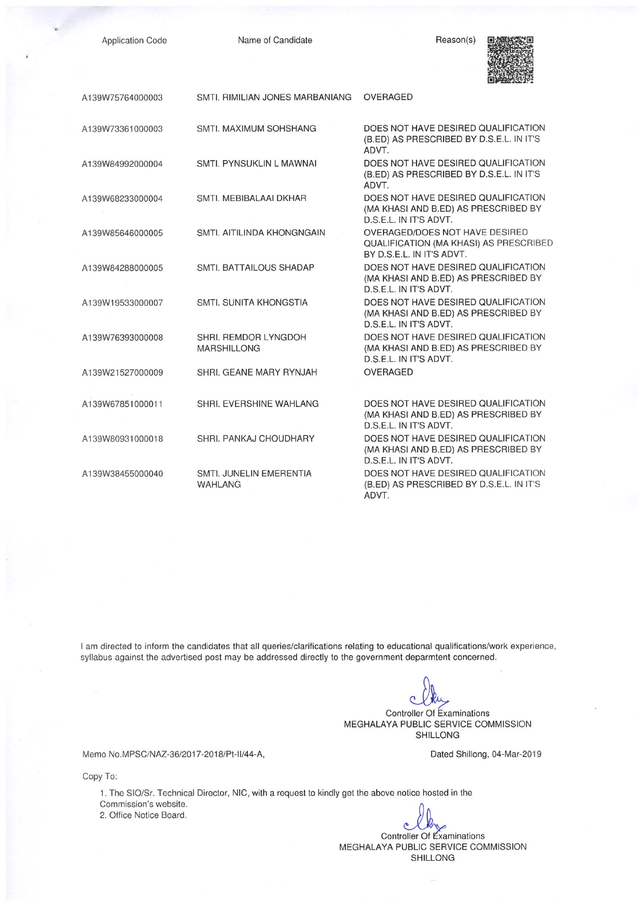| Application Code | Name of Candidate | Reason(s) |
|---|---|---|
| A139W75764000003 | SMTI. RIMILIAN JONES MARBANIANG | OVERAGED |
| A139W73361000003 | SMTI. MAXIMUM SOHSHANG | DOES NOT HAVE DESIRED QUALIFICATION (B.ED) AS PRESCRIBED BY D.S.E.L. IN IT'S ADVT. |
| A139W84992000004 | SMTI. PYNSUKLIN L MAWNAI | DOES NOT HAVE DESIRED QUALIFICATION (B.ED) AS PRESCRIBED BY D.S.E.L. IN IT'S ADVT. |
| A139W68233000004 | SMTI. MEBIBALAAI DKHAR | DOES NOT HAVE DESIRED QUALIFICATION (MA KHASI AND B.ED) AS PRESCRIBED BY D.S.E.L. IN IT'S ADVT. |
| A139W85646000005 | SMTI. AITILINDA KHONGNGAIN | OVERAGED/DOES NOT HAVE DESIRED QUALIFICATION (MA KHASI) AS PRESCRIBED BY D.S.E.L. IN IT'S ADVT. |
| A139W84288000005 | SMTI. BATTAILOUS SHADAP | DOES NOT HAVE DESIRED QUALIFICATION (MA KHASI AND B.ED) AS PRESCRIBED BY D.S.E.L. IN IT'S ADVT. |
| A139W19533000007 | SMTI. SUNITA KHONGSTIA | DOES NOT HAVE DESIRED QUALIFICATION (MA KHASI AND B.ED) AS PRESCRIBED BY D.S.E.L. IN IT'S ADVT. |
| A139W76393000008 | SHRI. REMDOR LYNGDOH MARSHILLONG | DOES NOT HAVE DESIRED QUALIFICATION (MA KHASI AND B.ED) AS PRESCRIBED BY D.S.E.L. IN IT'S ADVT. |
| A139W21527000009 | SHRI. GEANE MARY RYNJAH | OVERAGED |
| A139W67851000011 | SHRI. EVERSHINE WAHLANG | DOES NOT HAVE DESIRED QUALIFICATION (MA KHASI AND B.ED) AS PRESCRIBED BY D.S.E.L. IN IT'S ADVT. |
| A139W80931000018 | SHRI. PANKAJ CHOUDHARY | DOES NOT HAVE DESIRED QUALIFICATION (MA KHASI AND B.ED) AS PRESCRIBED BY D.S.E.L. IN IT'S ADVT. |
| A139W38455000040 | SMTI. JUNELIN EMERENTIA WAHLANG | DOES NOT HAVE DESIRED QUALIFICATION (B.ED) AS PRESCRIBED BY D.S.E.L. IN IT'S ADVT. |

I am directed to inform the candidates that all queries/clarifications relating to educational qualifications/work experience, syllabus against the advertised post may be addressed directly to the government deparmtent concerned.

Controller Of Examinations
MEGHALAYA PUBLIC SERVICE COMMISSION
SHILLONG

Memo No.MPSC/NAZ-36/2017-2018/Pt-II/44-A, Dated Shillong, 04-Mar-2019

Copy To:

1. The SIO/Sr. Technical Director, NIC, with a request to kindly get the above notice hosted in the Commission's website.
2. Office Notice Board.

Controller Of Examinations
MEGHALAYA PUBLIC SERVICE COMMISSION
SHILLONG